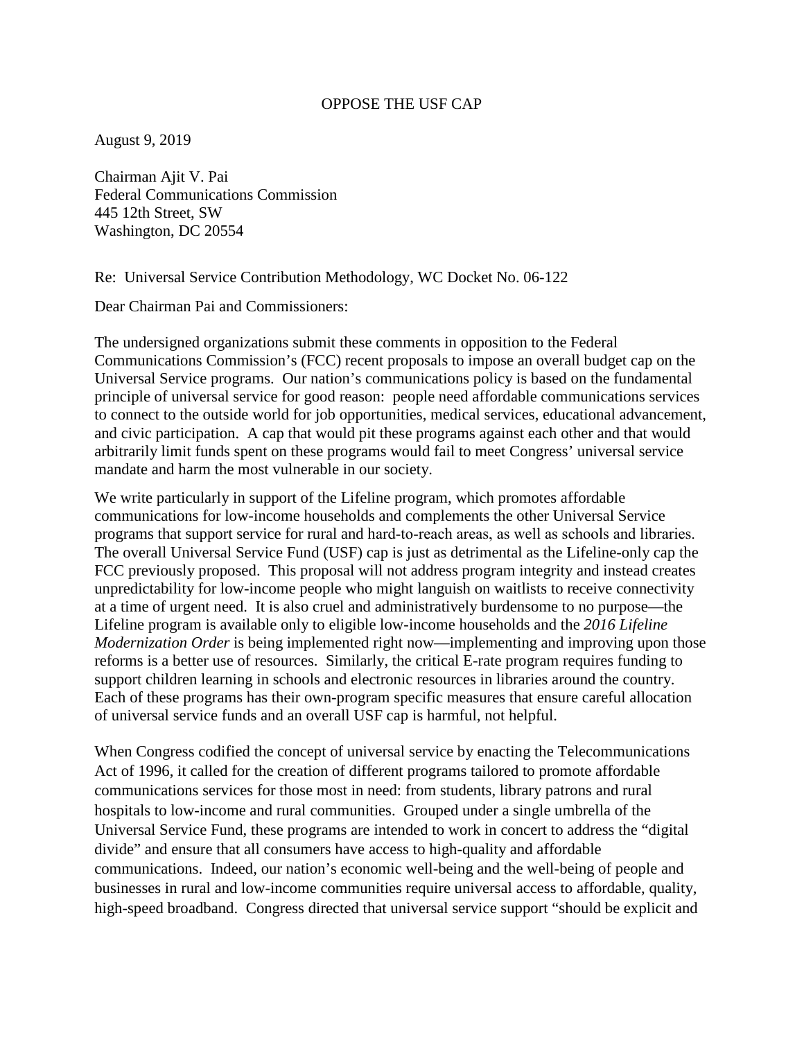# OPPOSE THE USF CAP

August 9, 2019

Chairman Ajit V. Pai
Federal Communications Commission
445 12th Street, SW
Washington, DC 20554

Re: Universal Service Contribution Methodology, WC Docket No. 06-122

Dear Chairman Pai and Commissioners:

The undersigned organizations submit these comments in opposition to the Federal Communications Commission's (FCC) recent proposals to impose an overall budget cap on the Universal Service programs. Our nation's communications policy is based on the fundamental principle of universal service for good reason: people need affordable communications services to connect to the outside world for job opportunities, medical services, educational advancement, and civic participation. A cap that would pit these programs against each other and that would arbitrarily limit funds spent on these programs would fail to meet Congress' universal service mandate and harm the most vulnerable in our society.

We write particularly in support of the Lifeline program, which promotes affordable communications for low-income households and complements the other Universal Service programs that support service for rural and hard-to-reach areas, as well as schools and libraries. The overall Universal Service Fund (USF) cap is just as detrimental as the Lifeline-only cap the FCC previously proposed. This proposal will not address program integrity and instead creates unpredictability for low-income people who might languish on waitlists to receive connectivity at a time of urgent need. It is also cruel and administratively burdensome to no purpose—the Lifeline program is available only to eligible low-income households and the *2016 Lifeline Modernization Order* is being implemented right now—implementing and improving upon those reforms is a better use of resources. Similarly, the critical E-rate program requires funding to support children learning in schools and electronic resources in libraries around the country. Each of these programs has their own-program specific measures that ensure careful allocation of universal service funds and an overall USF cap is harmful, not helpful.

When Congress codified the concept of universal service by enacting the Telecommunications Act of 1996, it called for the creation of different programs tailored to promote affordable communications services for those most in need: from students, library patrons and rural hospitals to low-income and rural communities. Grouped under a single umbrella of the Universal Service Fund, these programs are intended to work in concert to address the "digital divide" and ensure that all consumers have access to high-quality and affordable communications. Indeed, our nation's economic well-being and the well-being of people and businesses in rural and low-income communities require universal access to affordable, quality, high-speed broadband. Congress directed that universal service support "should be explicit and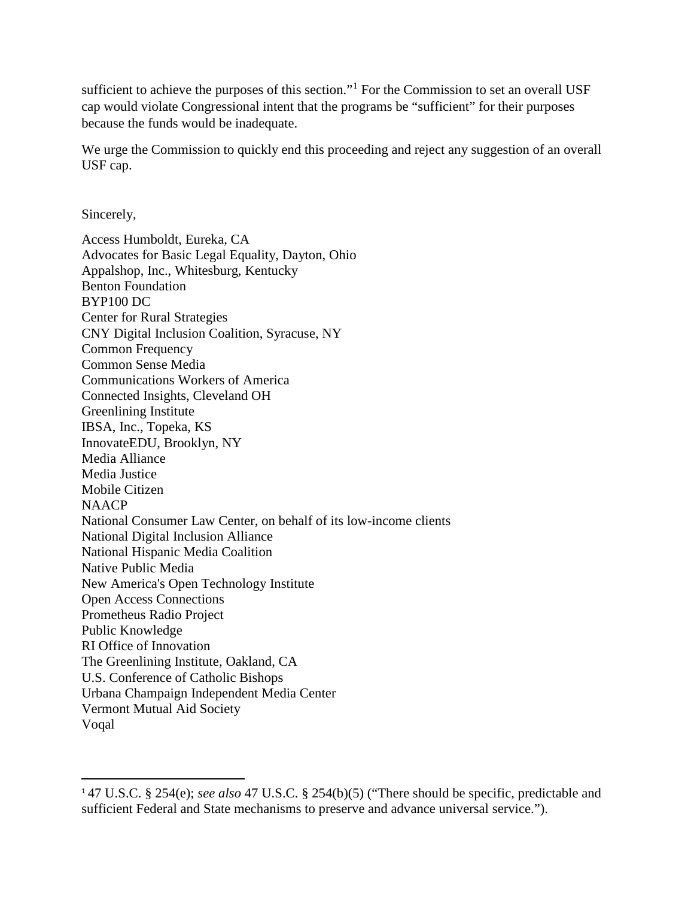sufficient to achieve the purposes of this section."[1] For the Commission to set an overall USF cap would violate Congressional intent that the programs be "sufficient" for their purposes because the funds would be inadequate.

We urge the Commission to quickly end this proceeding and reject any suggestion of an overall USF cap.

Sincerely,

Access Humboldt, Eureka, CA
Advocates for Basic Legal Equality, Dayton, Ohio
Appalshop, Inc., Whitesburg, Kentucky
Benton Foundation
BYP100 DC
Center for Rural Strategies
CNY Digital Inclusion Coalition, Syracuse, NY
Common Frequency
Common Sense Media
Communications Workers of America
Connected Insights, Cleveland OH
Greenlining Institute
IBSA, Inc., Topeka, KS
InnovateEDU, Brooklyn, NY
Media Alliance
Media Justice
Mobile Citizen
NAACP
National Consumer Law Center, on behalf of its low-income clients
National Digital Inclusion Alliance
National Hispanic Media Coalition
Native Public Media
New America's Open Technology Institute
Open Access Connections
Prometheus Radio Project
Public Knowledge
RI Office of Innovation
The Greenlining Institute, Oakland, CA
U.S. Conference of Catholic Bishops
Urbana Champaign Independent Media Center
Vermont Mutual Aid Society
Voqal

---

[1] 47 U.S.C. § 254(e); *see also* 47 U.S.C. § 254(b)(5) ("There should be specific, predictable and sufficient Federal and State mechanisms to preserve and advance universal service.").